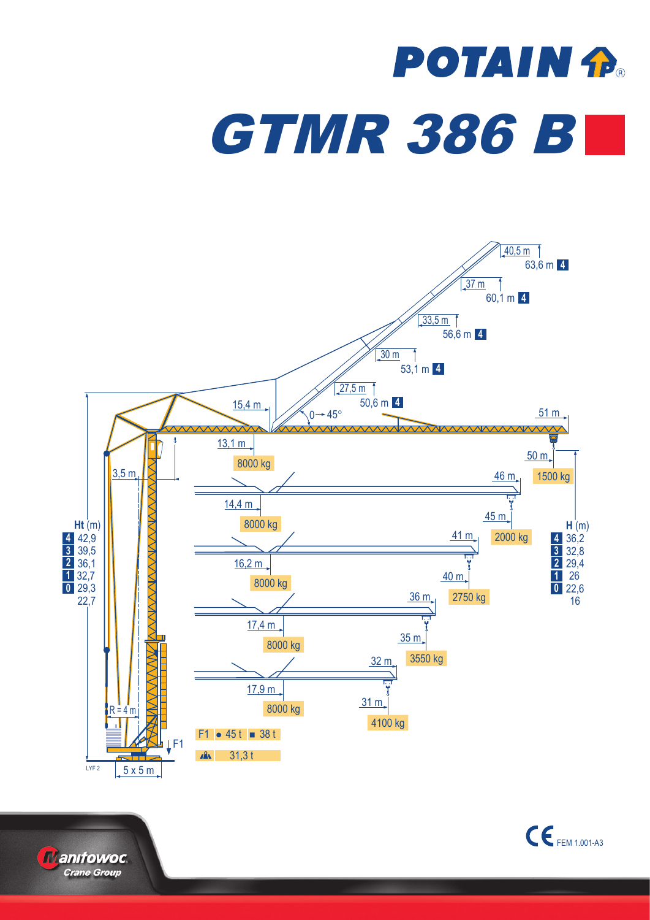# POTAIN

# GTMR 386 B

15,4 m

0 → 45°

27,5 m — 50,6 m **4**

30 m — 53,1 m **4**

33,5 m — 56,6 m **4**

37 m — 60,1 m **4**

40,5 m — 63,6 m **4**

51 m

3,5 m

13,1 m — 8000 kg

50 m — 1500 kg

46 m

14,4 m — 8000 kg

45 m — 2000 kg

41 m

16,2 m — 8000 kg

40 m — 2750 kg

36 m

17,4 m — 8000 kg

35 m — 3550 kg

32 m

17,9 m — 8000 kg

31 m — 4100 kg

| Ht (m) | |
|---|---|
| 4 | 42,9 |
| 3 | 39,5 |
| 2 | 36,1 |
| 1 | 32,7 |
| 0 | 29,3 |
| | 22,7 |

| H (m) | |
|---|---|
| 4 | 36,2 |
| 3 | 32,8 |
| 2 | 29,4 |
| 1 | 26 |
| 0 | 22,6 |
| | 16 |

R = 4 m

F1 ● 45 t ■ 38 t

31,3 t

LYF 2

5 x 5 m

Manitowoc Crane Group

CE FEM 1.001-A3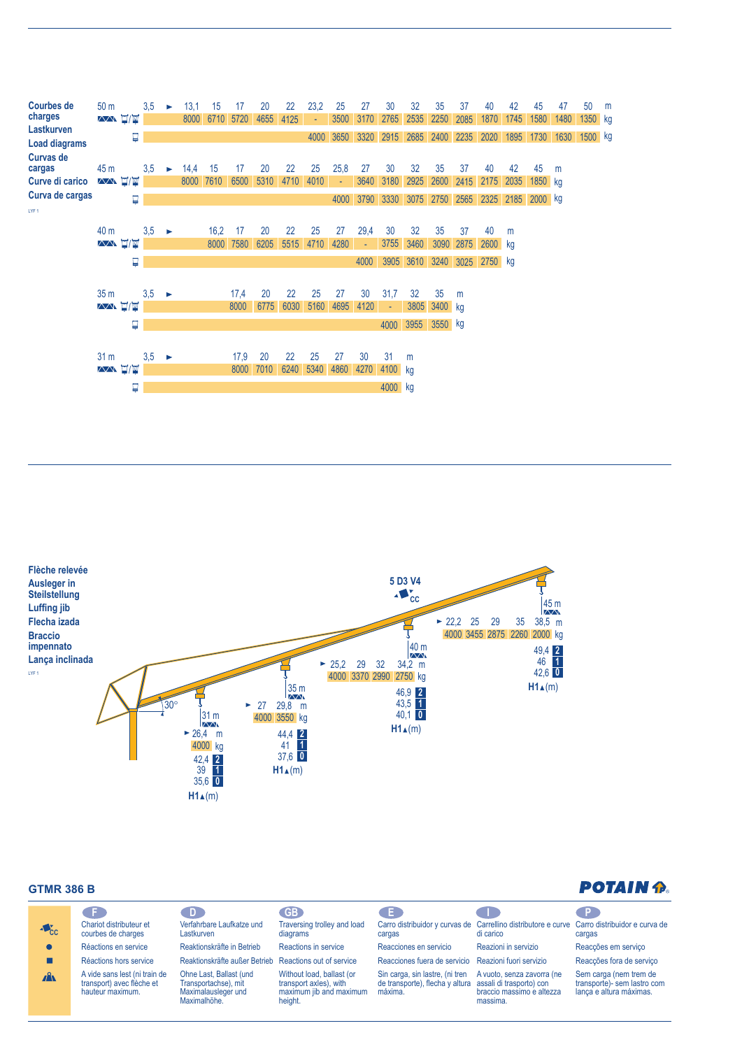**Courbes de charges**
**Lastkurven**
**Load diagrams**
**Curvas de cargas**
**Curve di carico**
**Curva de cargas**

LYF 1

| 50 m | 3,5 | ► | 13,1 | 15 | 17 | 20 | 22 | 23,2 | 25 | 27 | 30 | 32 | 35 | 37 | 40 | 42 | 45 | 47 | 50 | m |
|---|---|---|---|---|---|---|---|---|---|---|---|---|---|---|---|---|---|---|---|---|
| (2/4 falls) | | | 8000 | 6710 | 5720 | 4655 | 4125 | - | 3500 | 3170 | 2765 | 2535 | 2250 | 2085 | 1870 | 1745 | 1580 | 1480 | 1350 | kg |
| (2 falls) | | | | | | | | 4000 | 3650 | 3320 | 2915 | 2685 | 2400 | 2235 | 2020 | 1895 | 1730 | 1630 | 1500 | kg |

| 45 m | 3,5 | ► | 14,4 | 15 | 17 | 20 | 22 | 25 | 25,8 | 27 | 30 | 32 | 35 | 37 | 40 | 42 | 45 | m |
|---|---|---|---|---|---|---|---|---|---|---|---|---|---|---|---|---|---|---|
| (2/4 falls) | | | 8000 | 7610 | 6500 | 5310 | 4710 | 4010 | - | 3640 | 3180 | 2925 | 2600 | 2415 | 2175 | 2035 | 1850 | kg |
| (2 falls) | | | | | | | | | 4000 | 3790 | 3330 | 3075 | 2750 | 2565 | 2325 | 2185 | 2000 | kg |

| 40 m | 3,5 | ► | 16,2 | 17 | 20 | 22 | 25 | 27 | 29,4 | 30 | 32 | 35 | 37 | 40 | m |
|---|---|---|---|---|---|---|---|---|---|---|---|---|---|---|---|
| (2/4 falls) | | | 8000 | 7580 | 6205 | 5515 | 4710 | 4280 | - | 3755 | 3460 | 3090 | 2875 | 2600 | kg |
| (2 falls) | | | | | | | | | 4000 | 3905 | 3610 | 3240 | 3025 | 2750 | kg |

| 35 m | 3,5 | ► | 17,4 | 20 | 22 | 25 | 27 | 30 | 31,7 | 32 | 35 | m |
|---|---|---|---|---|---|---|---|---|---|---|---|---|
| (2/4 falls) | | | 8000 | 6775 | 6030 | 5160 | 4695 | 4120 | - | 3805 | 3400 | kg |
| (2 falls) | | | | | | | | | 4000 | 3955 | 3550 | kg |

| 31 m | 3,5 | ► | 17,9 | 20 | 22 | 25 | 27 | 30 | 31 | m |
|---|---|---|---|---|---|---|---|---|---|---|
| (2/4 falls) | | | 8000 | 7010 | 6240 | 5340 | 4860 | 4270 | 4100 | kg |
| (2 falls) | | | | | | | | | 4000 | kg |

**Flèche relevée**
**Ausleger in Steilstellung**
**Luffing jib**
**Flecha izada**
**Braccio impennato**
**Lança inclinada**

LYF 1

5 D3 V4 CC

30°

| Jib | Radius (m) | | | | | | H1 (m) 2 | H1 (m) 1 | H1 (m) 0 |
|---|---|---|---|---|---|---|---|---|---|
| 31 m | ► 26,4 m | | | | | | 42,4 | 39 | 35,6 |
| | 4000 kg | | | | | | | | |
| 35 m | ► 27 | 29,8 m | | | | | 44,4 | 41 | 37,6 |
| | 4000 | 3550 kg | | | | | | | |
| 40 m | ► 25,2 | 29 | 32 | 34,2 m | | | 46,9 | 43,5 | 40,1 |
| | 4000 | 3370 | 2990 | 2750 kg | | | | | |
| 45 m | ► 22,2 | 25 | 29 | 35 | 38,5 m | | 49,4 | 46 | 42,6 |
| | 4000 | 3455 | 2875 | 2260 | 2000 kg | | | | |

## GTMR 386 B

POTAIN

| | F | D | GB | E | I | P |
|---|---|---|---|---|---|---|
| CC | Chariot distributeur et courbes de charges | Verfahrbare Laufkatze und Lastkurven | Traversing trolley and load diagrams | Carro distribuidor y curvas de cargas | Carrellino distributore e curve di carico | Carro distribuidor e curva de cargas |
| ● | Réactions en service | Reaktionskräfte in Betrieb | Reactions in service | Reacciones en servicio | Reazioni in servizio | Reacções em serviço |
| ■ | Réactions hors service | Reaktionskräfte außer Betrieb | Reactions out of service | Reacciones fuera de servicio | Reazioni fuori servizio | Reacções fora de serviço |
| ▲ | A vide sans lest (ni train de transport) avec flèche et hauteur maximum. | Ohne Last, Ballast (und Transportachse), mit Maximalausleger und Maximalhöhe. | Without load, ballast (or transport axles), with maximum jib and maximum height. | Sin carga, sin lastre, (ni tren de transporte), flecha y altura máxima. | A vuoto, senza zavorra (ne assali di trasporto) con braccio massimo e altezza massima. | Sem carga (nem trem de transporte)- sem lastro com lança e altura máximas. |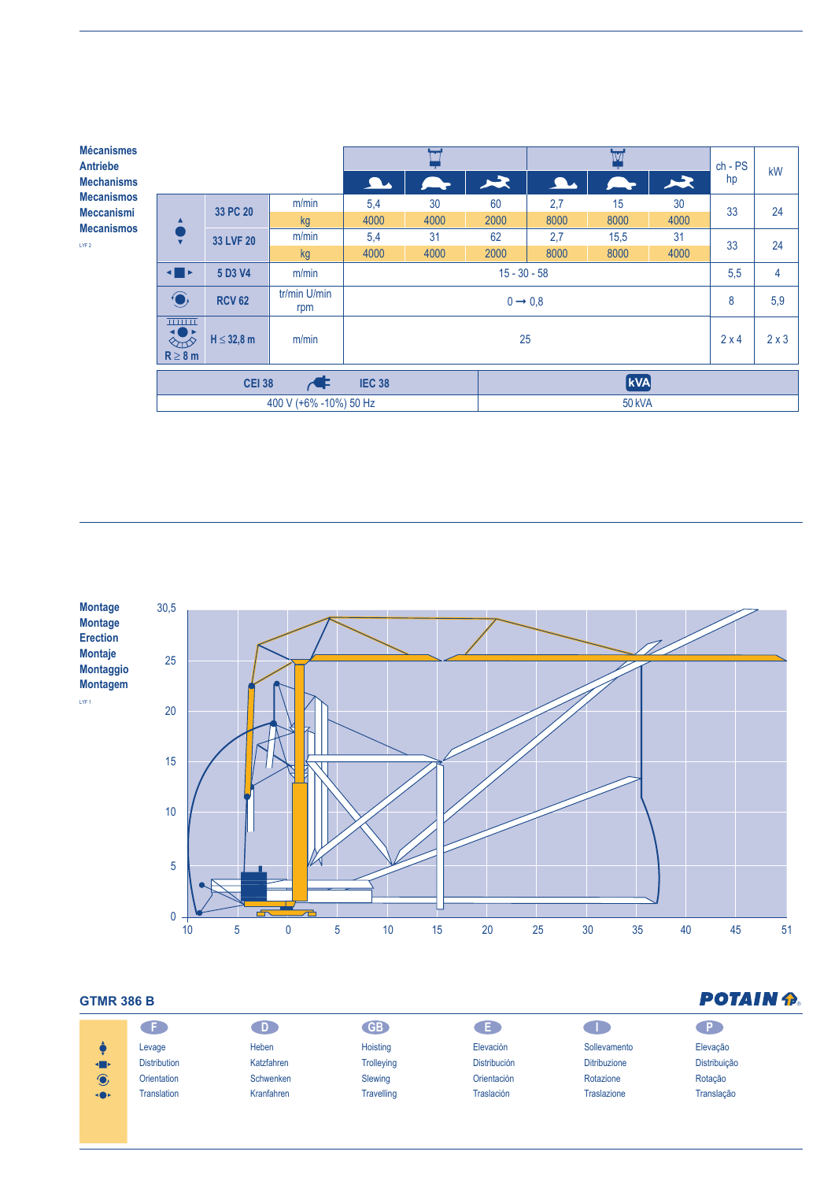**Mécanismes**
**Antriebe**
**Mechanisms**
**Mecanismos**
**Meccanismi**
**Mecanismos**

LYF 2

| | | | Hoisting (1 fall) slow | medium | fast | Hoisting (2 falls) slow | medium | fast | ch - PS hp | kW |
|---|---|---|---|---|---|---|---|---|---|---|
| Hoisting | 33 PC 20 | m/min | 5,4 | 30 | 60 | 2,7 | 15 | 30 | 33 | 24 |
| | | kg | 4000 | 4000 | 2000 | 8000 | 8000 | 4000 | | |
| | 33 LVF 20 | m/min | 5,4 | 31 | 62 | 2,7 | 15,5 | 31 | 33 | 24 |
| | | kg | 4000 | 4000 | 2000 | 8000 | 8000 | 4000 | | |
| Trolleying | 5 D3 V4 | m/min | 15 - 30 - 58 | | | | | | 5,5 | 4 |
| Slewing | RCV 62 | tr/min U/min rpm | 0 → 0,8 | | | | | | 8 | 5,9 |
| Travelling, R ≥ 8 m | H ≤ 32,8 m | m/min | 25 | | | | | | 2 x 4 | 2 x 3 |

| CEI 38 IEC 38 | kVA |
|---|---|
| 400 V (+6% -10%) 50 Hz | 50 kVA |

**Montage**
**Montage**
**Erection**
**Montaje**
**Montaggio**
**Montagem**

LYF 1

## GTMR 386 B

POTAIN

| F | D | GB | E | I | P |
|---|---|---|---|---|---|
| Levage | Heben | Hoisting | Elevación | Sollevamento | Elevação |
| Distribution | Katzfahren | Trolleying | Distribución | Ditribuzione | Distribuição |
| Orientation | Schwenken | Slewing | Orientación | Rotazione | Rotação |
| Translation | Kranfahren | Travelling | Traslación | Traslazione | Translação |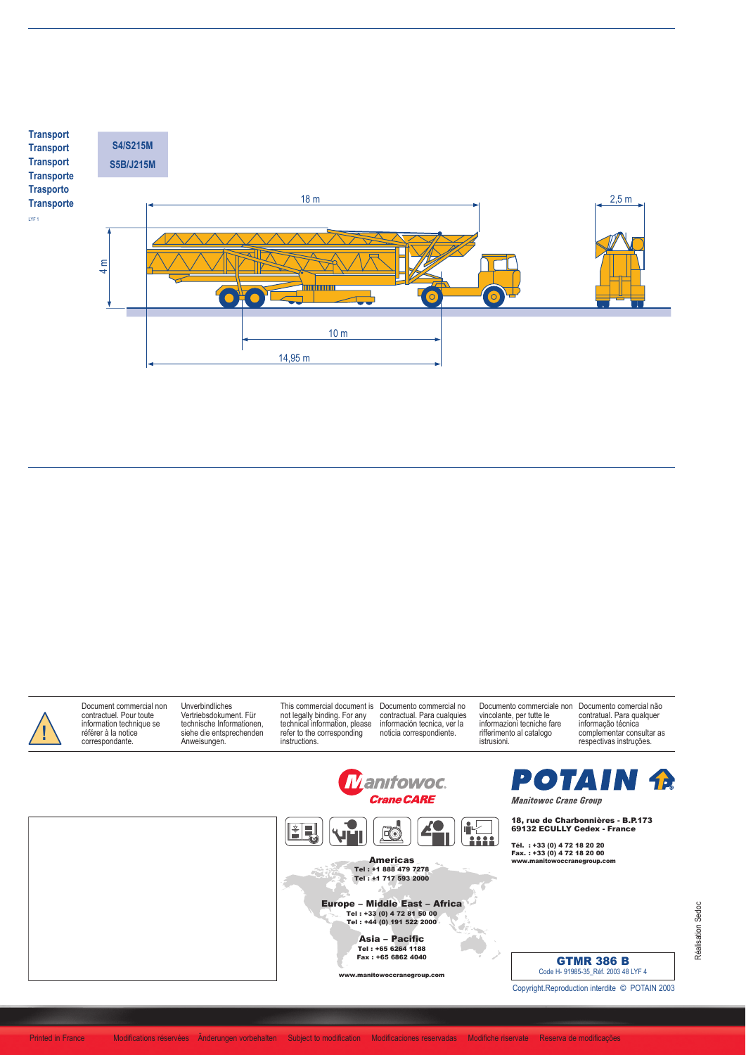**Transport**
**Transport**
**Transport**
**Transporte**
**Trasporto**
**Transporte**

LYF 1

**S4/S215M**
**S5B/J215M**

18 m

2,5 m

4 m

10 m

14,95 m

Document commercial non contractuel. Pour toute information technique se référer à la notice correspondante.

Unverbindliches Vertriebsdokument. Für technische Informationen, siehe die entsprechenden Anweisungen.

This commercial document is not legally binding. For any technical information, please refer to the corresponding instructions.

Documento commercial no contractual. Para cualquies información tecnica, ver la noticia correspondiente.

Documento commerciale non vincolante, per tutte le informazioni tecniche fare rifferimento al catalogo istrusioni.

Documento comercial não contratual. Para qualquer informação técnica complementar consultar as respectivas instruções.

Manitowoc Crane CARE

**Americas**
Tel : +1 888 479 7278
Tel : +1 717 593 2000

**Europe – Middle East – Africa**
Tel : +33 (0) 4 72 81 50 00
Tel : +44 (0) 191 522 2000

**Asia – Pacific**
Tel : +65 6264 1188
Fax : +65 6862 4040

www.manitowoccranegroup.com

**POTAIN**
*Manitowoc Crane Group*

**18, rue de Charbonnières - B.P.173**
**69132 ECULLY Cedex - France**

Tél. : +33 (0) 4 72 18 20 20
Fax. : +33 (0) 4 72 18 20 00
www.manitowoccranegroup.com

**GTMR 386 B**
Code H- 91985-35_Réf. 2003 48 LYF 4

Copyright.Reproduction interdite © POTAIN 2003

Réalisation Sedoc

Printed in France Modifications réservées Änderungen vorbehalten Subject to modification Modificaciones reservadas Modifiche riservate Reserva de modificações